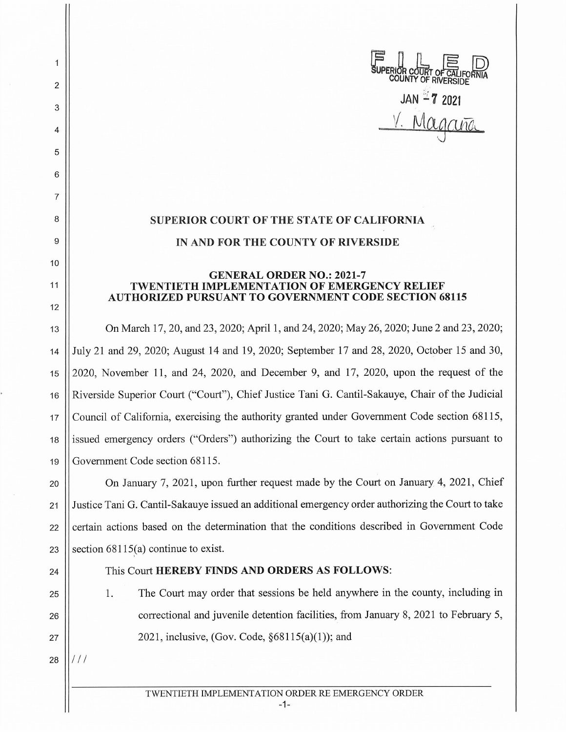FILED
SUPERIOR COURT OF CALIFORNIA
COUNTY OF RIVERSIDE

JAN 7 2021

V. Magaña

# SUPERIOR COURT OF THE STATE OF CALIFORNIA

# IN AND FOR THE COUNTY OF RIVERSIDE

## GENERAL ORDER NO.: 2021-7
## TWENTIETH IMPLEMENTATION OF EMERGENCY RELIEF AUTHORIZED PURSUANT TO GOVERNMENT CODE SECTION 68115

On March 17, 20, and 23, 2020; April 1, and 24, 2020; May 26, 2020; June 2 and 23, 2020; July 21 and 29, 2020; August 14 and 19, 2020; September 17 and 28, 2020, October 15 and 30, 2020, November 11, and 24, 2020, and December 9, and 17, 2020, upon the request of the Riverside Superior Court ("Court"), Chief Justice Tani G. Cantil-Sakauye, Chair of the Judicial Council of California, exercising the authority granted under Government Code section 68115, issued emergency orders ("Orders") authorizing the Court to take certain actions pursuant to Government Code section 68115.

On January 7, 2021, upon further request made by the Court on January 4, 2021, Chief Justice Tani G. Cantil-Sakauye issued an additional emergency order authorizing the Court to take certain actions based on the determination that the conditions described in Government Code section 68115(a) continue to exist.

This Court **HEREBY FINDS AND ORDERS AS FOLLOWS**:

1. The Court may order that sessions be held anywhere in the county, including in correctional and juvenile detention facilities, from January 8, 2021 to February 5, 2021, inclusive, (Gov. Code, §68115(a)(1)); and

///

TWENTIETH IMPLEMENTATION ORDER RE EMERGENCY ORDER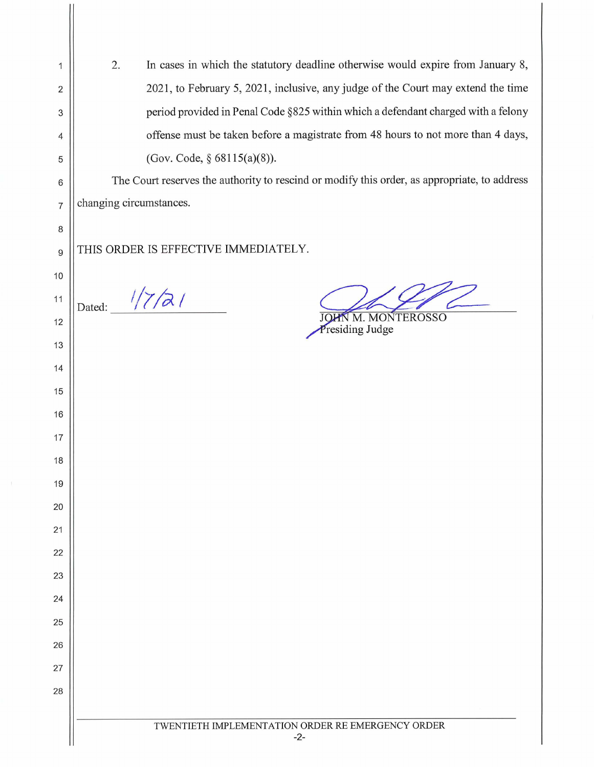2. In cases in which the statutory deadline otherwise would expire from January 8, 2021, to February 5, 2021, inclusive, any judge of the Court may extend the time period provided in Penal Code §825 within which a defendant charged with a felony offense must be taken before a magistrate from 48 hours to not more than 4 days, (Gov. Code, § 68115(a)(8)).

The Court reserves the authority to rescind or modify this order, as appropriate, to address changing circumstances.

THIS ORDER IS EFFECTIVE IMMEDIATELY.

Dated: 1/7/21

JOHN M. MONTEROSSO
Presiding Judge

TWENTIETH IMPLEMENTATION ORDER RE EMERGENCY ORDER